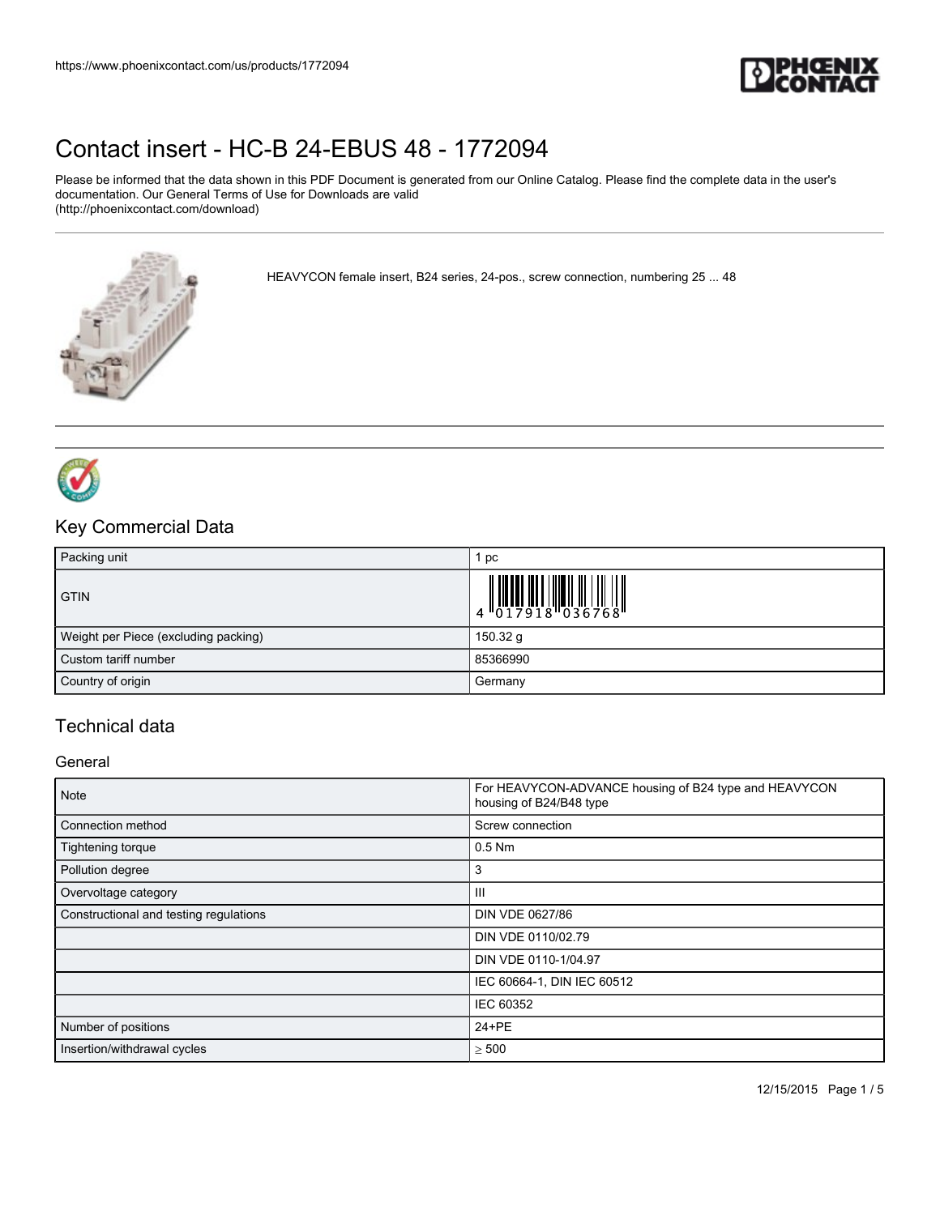# Contact insert - HC-B 24-EBUS 48 - 1772094

Please be informed that the data shown in this PDF Document is generated from our Online Catalog. Please find the complete data in the user's documentation. Our General Terms of Use for Downloads are valid (http://phoenixcontact.com/download)

HEAVYCON female insert, B24 series, 24-pos., screw connection, numbering 25 ... 48

## Key Commercial Data

| Packing unit | 1 pc |
|---|---|
| GTIN | 4 017918 036768 |
| Weight per Piece (excluding packing) | 150.32 g |
| Custom tariff number | 85366990 |
| Country of origin | Germany |

## Technical data

### General

| Note | For HEAVYCON-ADVANCE housing of B24 type and HEAVYCON housing of B24/B48 type |
|---|---|
| Connection method | Screw connection |
| Tightening torque | 0.5 Nm |
| Pollution degree | 3 |
| Overvoltage category | III |
| Constructional and testing regulations | DIN VDE 0627/86 |
| | DIN VDE 0110/02.79 |
| | DIN VDE 0110-1/04.97 |
| | IEC 60664-1, DIN IEC 60512 |
| | IEC 60352 |
| Number of positions | 24+PE |
| Insertion/withdrawal cycles | ≥ 500 |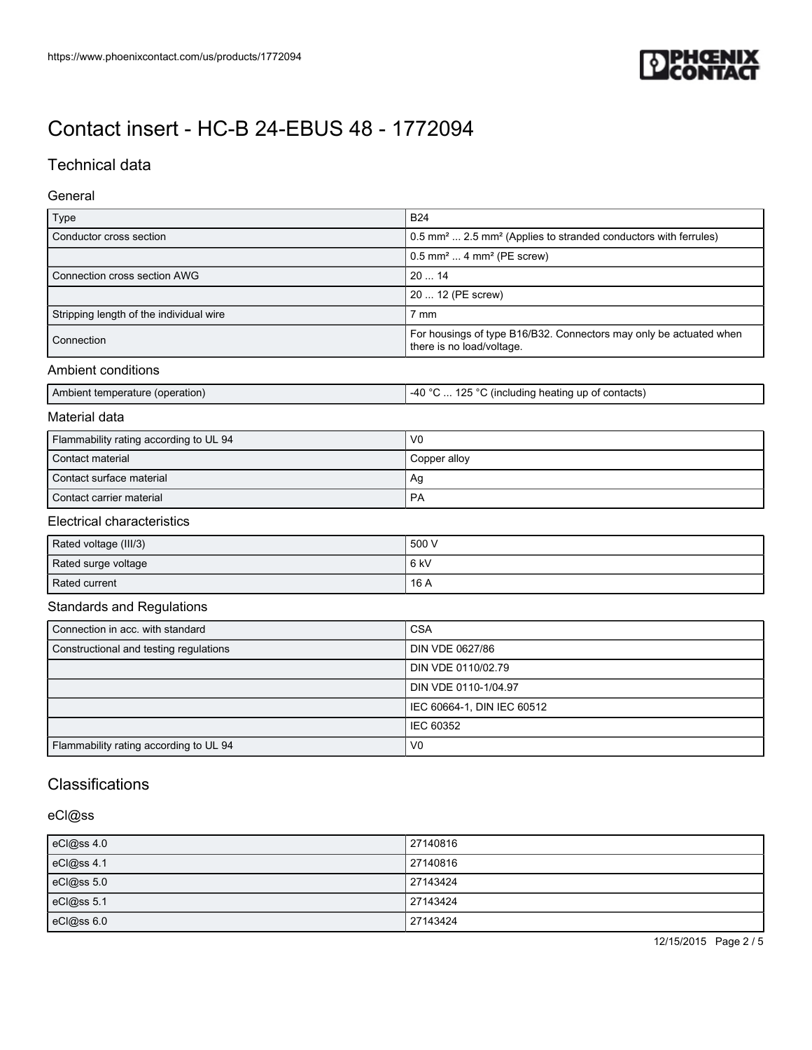# Contact insert - HC-B 24-EBUS 48 - 1772094

## Technical data

### General

| | |
|---|---|
| Type | B24 |
| Conductor cross section | 0.5 mm² ... 2.5 mm² (Applies to stranded conductors with ferrules) |
| | 0.5 mm² ... 4 mm² (PE screw) |
| Connection cross section AWG | 20 ... 14 |
| | 20 ... 12 (PE screw) |
| Stripping length of the individual wire | 7 mm |
| Connection | For housings of type B16/B32. Connectors may only be actuated when there is no load/voltage. |

### Ambient conditions

| | |
|---|---|
| Ambient temperature (operation) | -40 °C ... 125 °C (including heating up of contacts) |

### Material data

| | |
|---|---|
| Flammability rating according to UL 94 | V0 |
| Contact material | Copper alloy |
| Contact surface material | Ag |
| Contact carrier material | PA |

### Electrical characteristics

| | |
|---|---|
| Rated voltage (III/3) | 500 V |
| Rated surge voltage | 6 kV |
| Rated current | 16 A |

### Standards and Regulations

| | |
|---|---|
| Connection in acc. with standard | CSA |
| Constructional and testing regulations | DIN VDE 0627/86 |
| | DIN VDE 0110/02.79 |
| | DIN VDE 0110-1/04.97 |
| | IEC 60664-1, DIN IEC 60512 |
| | IEC 60352 |
| Flammability rating according to UL 94 | V0 |

## Classifications

### eCl@ss

| | |
|---|---|
| eCl@ss 4.0 | 27140816 |
| eCl@ss 4.1 | 27140816 |
| eCl@ss 5.0 | 27143424 |
| eCl@ss 5.1 | 27143424 |
| eCl@ss 6.0 | 27143424 |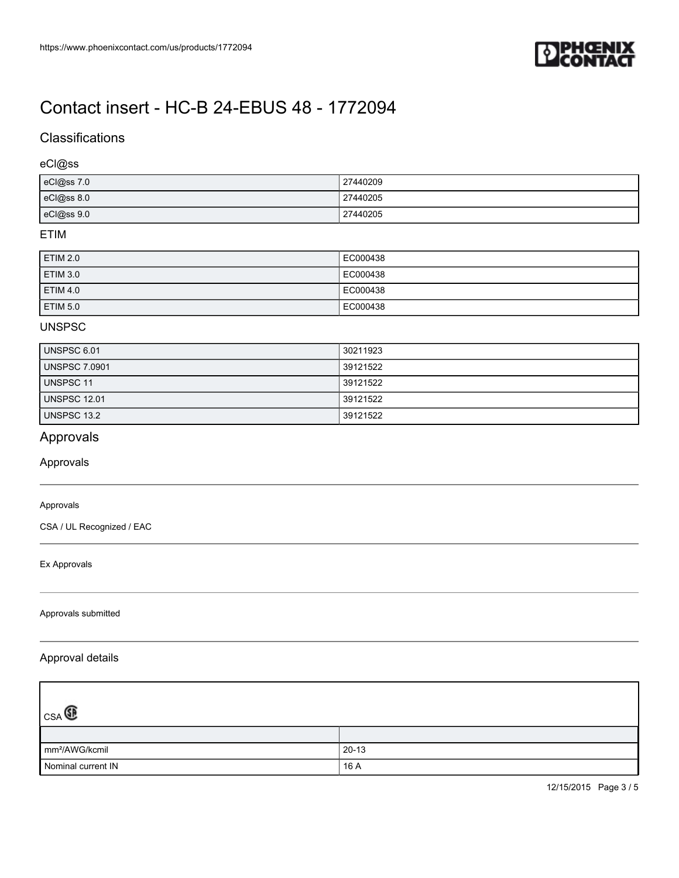# Contact insert - HC-B 24-EBUS 48 - 1772094

## Classifications

### eCl@ss

| | |
|---|---|
| eCl@ss 7.0 | 27440209 |
| eCl@ss 8.0 | 27440205 |
| eCl@ss 9.0 | 27440205 |

### ETIM

| | |
|---|---|
| ETIM 2.0 | EC000438 |
| ETIM 3.0 | EC000438 |
| ETIM 4.0 | EC000438 |
| ETIM 5.0 | EC000438 |

### UNSPSC

| | |
|---|---|
| UNSPSC 6.01 | 30211923 |
| UNSPSC 7.0901 | 39121522 |
| UNSPSC 11 | 39121522 |
| UNSPSC 12.01 | 39121522 |
| UNSPSC 13.2 | 39121522 |

## Approvals

### Approvals

Approvals

CSA / UL Recognized / EAC

Ex Approvals

Approvals submitted

### Approval details

| CSA | |
|---|---|
| | |
| mm²/AWG/kcmil | 20-13 |
| Nominal current IN | 16 A |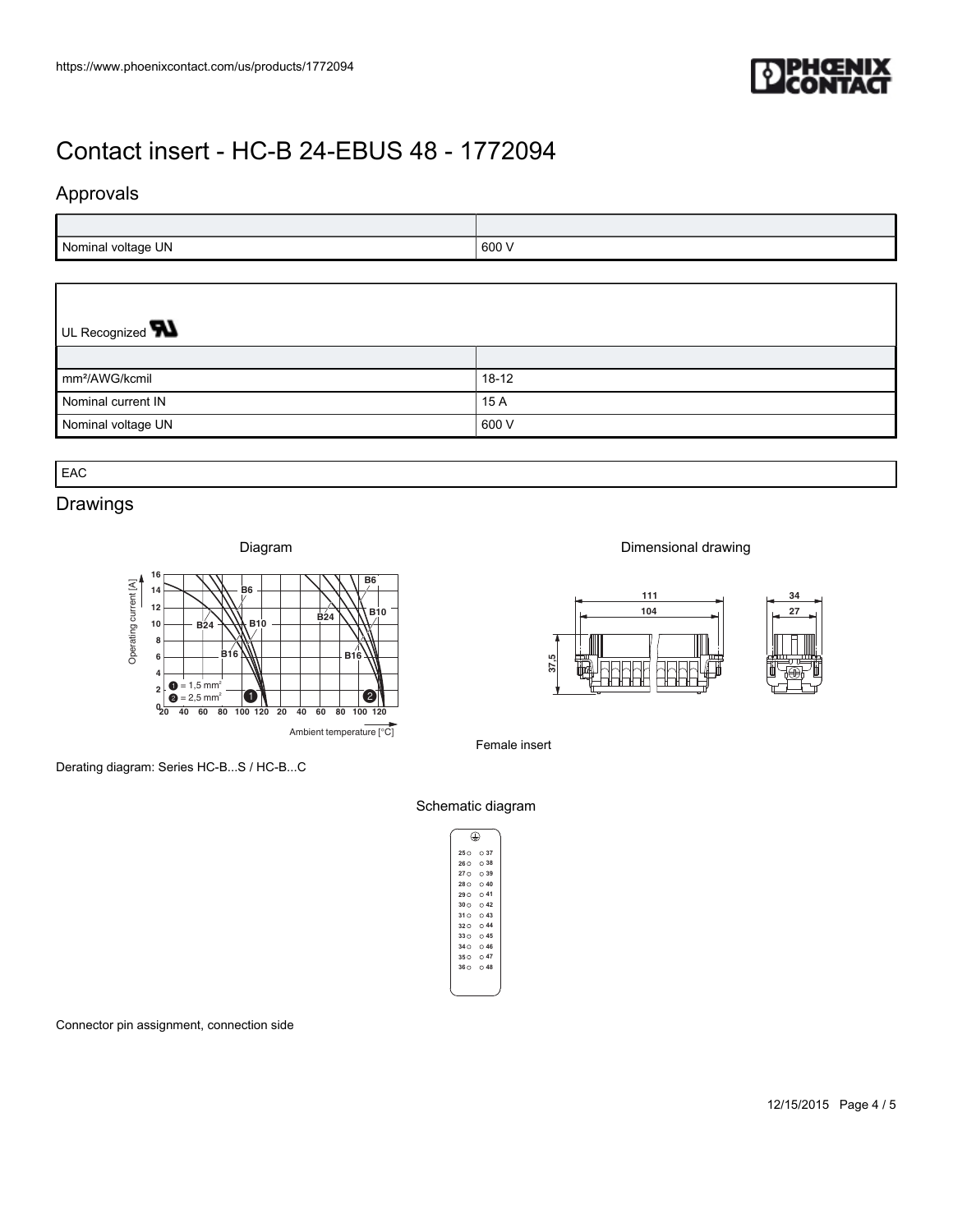# Contact insert - HC-B 24-EBUS 48 - 1772094

## Approvals

| | |
|---|---|
| Nominal voltage UN | 600 V |

UL Recognized

| | |
|---|---|
| mm²/AWG/kcmil | 18-12 |
| Nominal current IN | 15 A |
| Nominal voltage UN | 600 V |

EAC

## Drawings

Diagram

Derating diagram: Series HC-B...S / HC-B...C

Dimensional drawing

Female insert

Schematic diagram

Connector pin assignment, connection side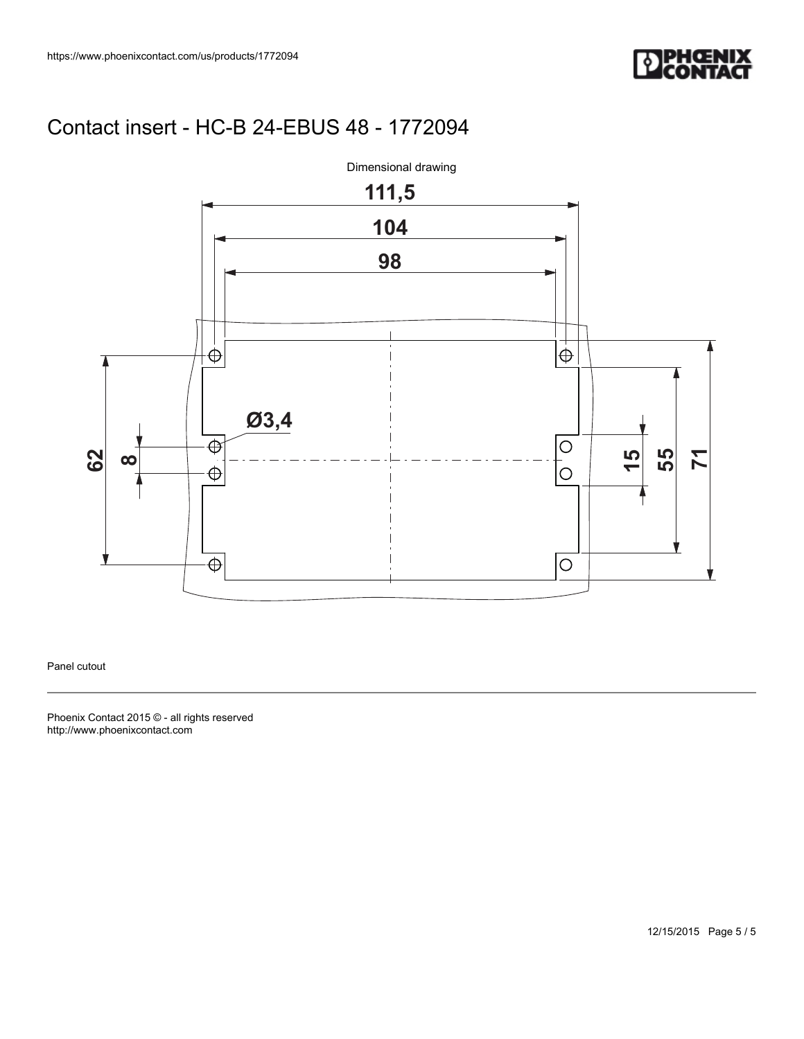# Contact insert - HC-B 24-EBUS 48 - 1772094

Dimensional drawing

111,5

104

98

Ø3,4

62

8

15

55

71

Panel cutout